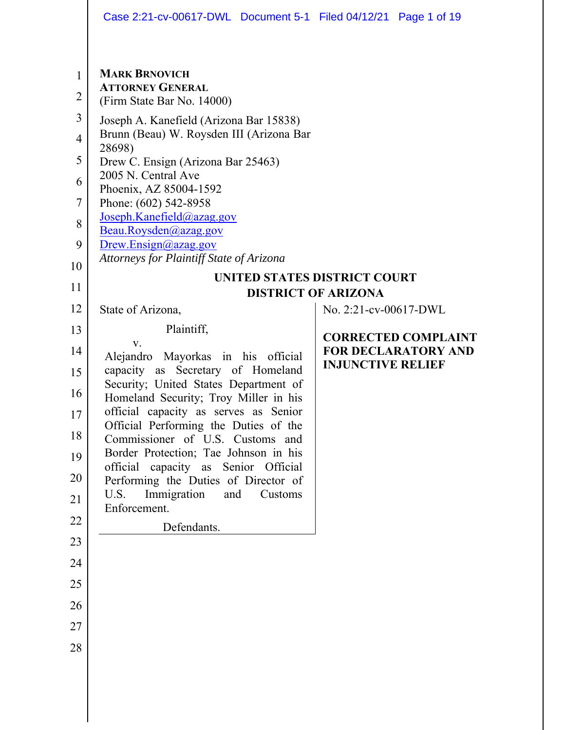**MARK BRNOVICH**
**ATTORNEY GENERAL**
(Firm State Bar No. 14000)

Joseph A. Kanefield (Arizona Bar 15838)
Brunn (Beau) W. Roysden III (Arizona Bar 28698)
Drew C. Ensign (Arizona Bar 25463)
2005 N. Central Ave
Phoenix, AZ 85004-1592
Phone: (602) 542-8958
Joseph.Kanefield@azag.gov
Beau.Roysden@azag.gov
Drew.Ensign@azag.gov
*Attorneys for Plaintiff State of Arizona*

**UNITED STATES DISTRICT COURT**
**DISTRICT OF ARIZONA**

| | |
|---|---|
| State of Arizona,<br><br>Plaintiff,<br><br>v.<br><br>Alejandro Mayorkas in his official capacity as Secretary of Homeland Security; United States Department of Homeland Security; Troy Miller in his official capacity as serves as Senior Official Performing the Duties of the Commissioner of U.S. Customs and Border Protection; Tae Johnson in his official capacity as Senior Official Performing the Duties of Director of U.S. Immigration and Customs Enforcement.<br><br>Defendants. | No. 2:21-cv-00617-DWL<br><br>**CORRECTED COMPLAINT FOR DECLARATORY AND INJUNCTIVE RELIEF** |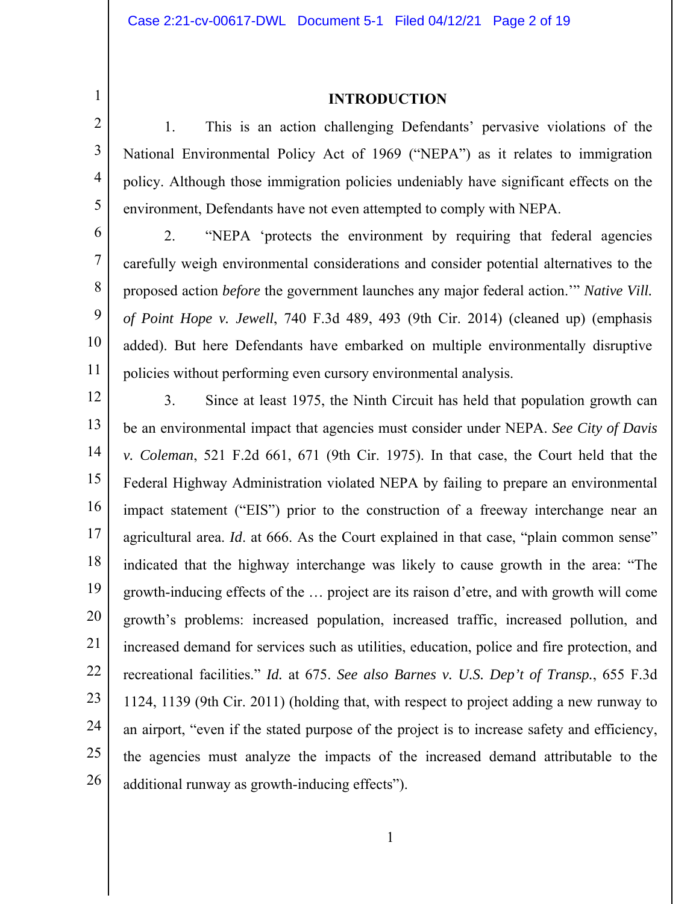## INTRODUCTION

1. This is an action challenging Defendants' pervasive violations of the National Environmental Policy Act of 1969 ("NEPA") as it relates to immigration policy. Although those immigration policies undeniably have significant effects on the environment, Defendants have not even attempted to comply with NEPA.

2. "NEPA 'protects the environment by requiring that federal agencies carefully weigh environmental considerations and consider potential alternatives to the proposed action *before* the government launches any major federal action.'" *Native Vill. of Point Hope v. Jewell*, 740 F.3d 489, 493 (9th Cir. 2014) (cleaned up) (emphasis added). But here Defendants have embarked on multiple environmentally disruptive policies without performing even cursory environmental analysis.

3. Since at least 1975, the Ninth Circuit has held that population growth can be an environmental impact that agencies must consider under NEPA. *See City of Davis v. Coleman*, 521 F.2d 661, 671 (9th Cir. 1975). In that case, the Court held that the Federal Highway Administration violated NEPA by failing to prepare an environmental impact statement ("EIS") prior to the construction of a freeway interchange near an agricultural area. *Id*. at 666. As the Court explained in that case, "plain common sense" indicated that the highway interchange was likely to cause growth in the area: "The growth-inducing effects of the … project are its raison d'etre, and with growth will come growth's problems: increased population, increased traffic, increased pollution, and increased demand for services such as utilities, education, police and fire protection, and recreational facilities." *Id.* at 675. *See also Barnes v. U.S. Dep't of Transp.*, 655 F.3d 1124, 1139 (9th Cir. 2011) (holding that, with respect to project adding a new runway to an airport, "even if the stated purpose of the project is to increase safety and efficiency, the agencies must analyze the impacts of the increased demand attributable to the additional runway as growth-inducing effects").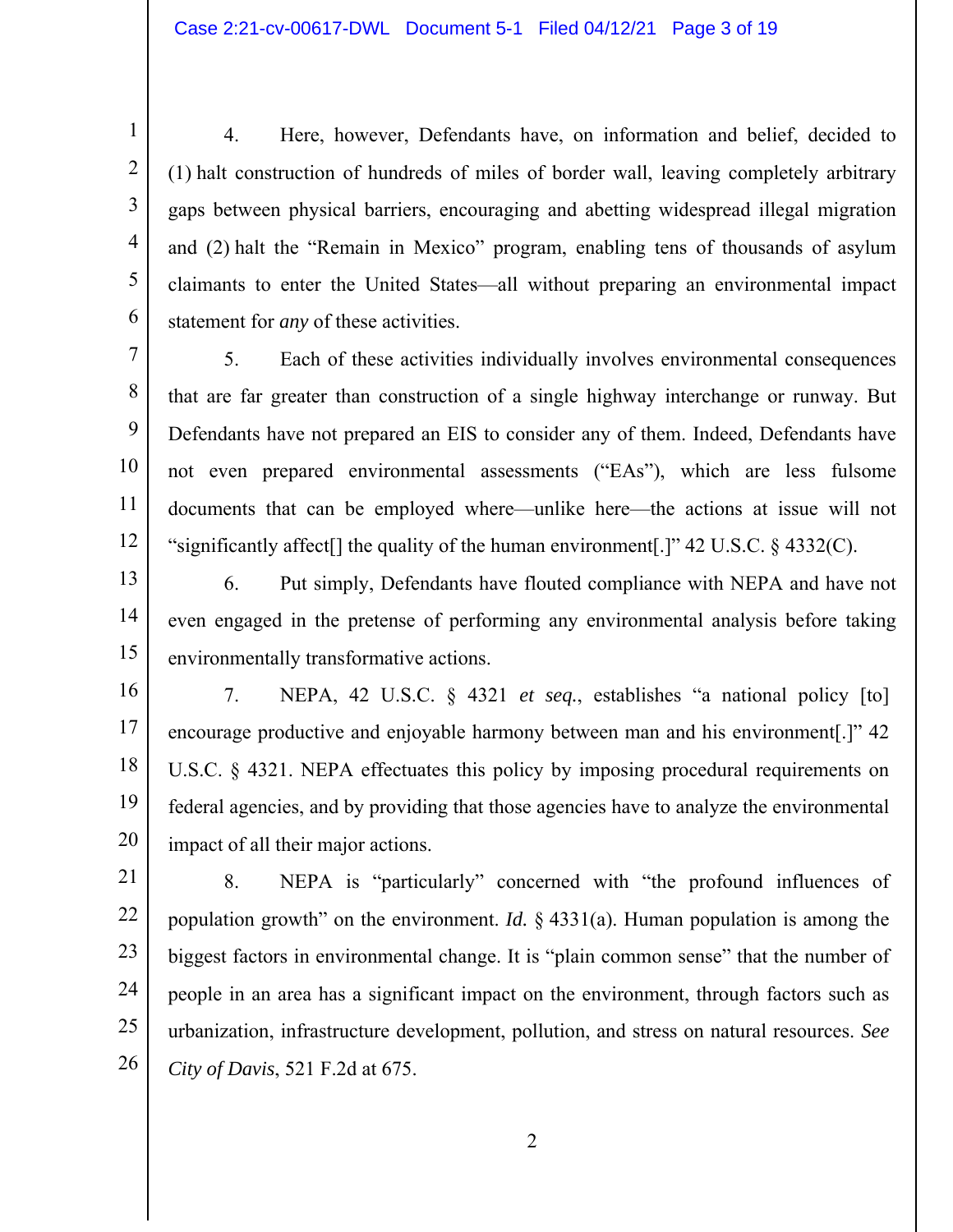4. Here, however, Defendants have, on information and belief, decided to (1) halt construction of hundreds of miles of border wall, leaving completely arbitrary gaps between physical barriers, encouraging and abetting widespread illegal migration and (2) halt the "Remain in Mexico" program, enabling tens of thousands of asylum claimants to enter the United States—all without preparing an environmental impact statement for *any* of these activities.

5. Each of these activities individually involves environmental consequences that are far greater than construction of a single highway interchange or runway. But Defendants have not prepared an EIS to consider any of them. Indeed, Defendants have not even prepared environmental assessments ("EAs"), which are less fulsome documents that can be employed where—unlike here—the actions at issue will not "significantly affect[] the quality of the human environment[.]" 42 U.S.C. § 4332(C).

6. Put simply, Defendants have flouted compliance with NEPA and have not even engaged in the pretense of performing any environmental analysis before taking environmentally transformative actions.

7. NEPA, 42 U.S.C. § 4321 *et seq.*, establishes "a national policy [to] encourage productive and enjoyable harmony between man and his environment[.]" 42 U.S.C. § 4321. NEPA effectuates this policy by imposing procedural requirements on federal agencies, and by providing that those agencies have to analyze the environmental impact of all their major actions.

8. NEPA is "particularly" concerned with "the profound influences of population growth" on the environment. *Id.* § 4331(a). Human population is among the biggest factors in environmental change. It is "plain common sense" that the number of people in an area has a significant impact on the environment, through factors such as urbanization, infrastructure development, pollution, and stress on natural resources. *See City of Davis*, 521 F.2d at 675.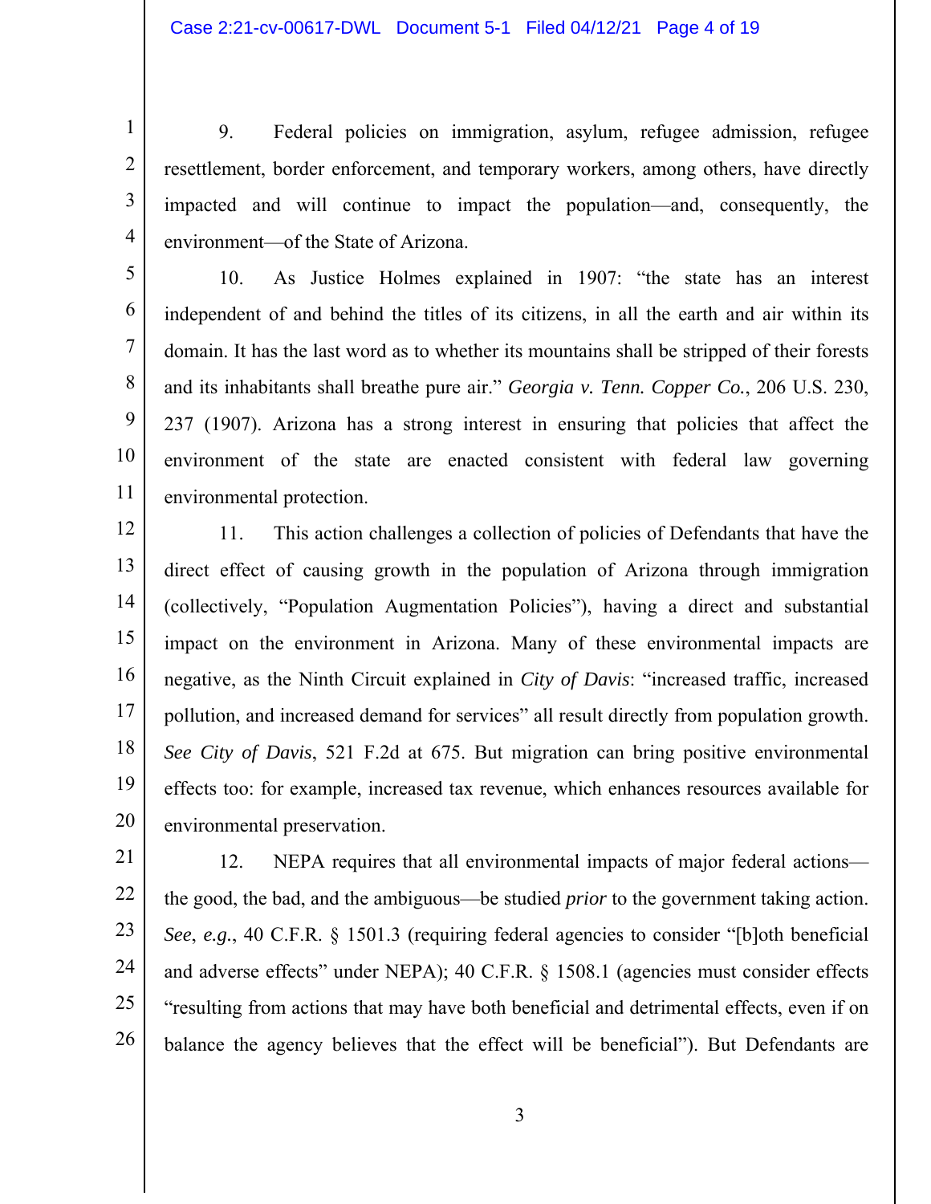9. Federal policies on immigration, asylum, refugee admission, refugee resettlement, border enforcement, and temporary workers, among others, have directly impacted and will continue to impact the population—and, consequently, the environment—of the State of Arizona.

10. As Justice Holmes explained in 1907: "the state has an interest independent of and behind the titles of its citizens, in all the earth and air within its domain. It has the last word as to whether its mountains shall be stripped of their forests and its inhabitants shall breathe pure air." *Georgia v. Tenn. Copper Co.*, 206 U.S. 230, 237 (1907). Arizona has a strong interest in ensuring that policies that affect the environment of the state are enacted consistent with federal law governing environmental protection.

11. This action challenges a collection of policies of Defendants that have the direct effect of causing growth in the population of Arizona through immigration (collectively, "Population Augmentation Policies"), having a direct and substantial impact on the environment in Arizona. Many of these environmental impacts are negative, as the Ninth Circuit explained in *City of Davis*: "increased traffic, increased pollution, and increased demand for services" all result directly from population growth. *See City of Davis*, 521 F.2d at 675. But migration can bring positive environmental effects too: for example, increased tax revenue, which enhances resources available for environmental preservation.

12. NEPA requires that all environmental impacts of major federal actions—the good, the bad, and the ambiguous—be studied *prior* to the government taking action. *See*, *e.g.*, 40 C.F.R. § 1501.3 (requiring federal agencies to consider "[b]oth beneficial and adverse effects" under NEPA); 40 C.F.R. § 1508.1 (agencies must consider effects "resulting from actions that may have both beneficial and detrimental effects, even if on balance the agency believes that the effect will be beneficial"). But Defendants are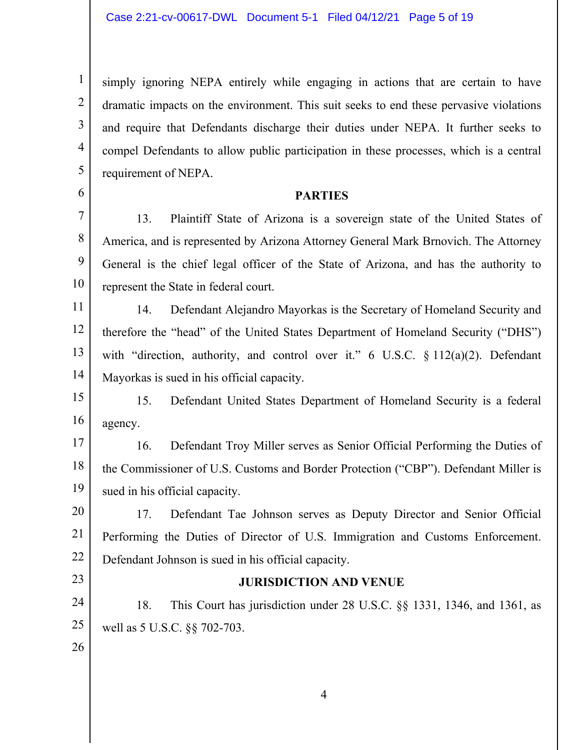simply ignoring NEPA entirely while engaging in actions that are certain to have dramatic impacts on the environment. This suit seeks to end these pervasive violations and require that Defendants discharge their duties under NEPA. It further seeks to compel Defendants to allow public participation in these processes, which is a central requirement of NEPA.

**PARTIES**

13. Plaintiff State of Arizona is a sovereign state of the United States of America, and is represented by Arizona Attorney General Mark Brnovich. The Attorney General is the chief legal officer of the State of Arizona, and has the authority to represent the State in federal court.

14. Defendant Alejandro Mayorkas is the Secretary of Homeland Security and therefore the "head" of the United States Department of Homeland Security ("DHS") with "direction, authority, and control over it." 6 U.S.C. § 112(a)(2). Defendant Mayorkas is sued in his official capacity.

15. Defendant United States Department of Homeland Security is a federal agency.

16. Defendant Troy Miller serves as Senior Official Performing the Duties of the Commissioner of U.S. Customs and Border Protection ("CBP"). Defendant Miller is sued in his official capacity.

17. Defendant Tae Johnson serves as Deputy Director and Senior Official Performing the Duties of Director of U.S. Immigration and Customs Enforcement. Defendant Johnson is sued in his official capacity.

**JURISDICTION AND VENUE**

18. This Court has jurisdiction under 28 U.S.C. §§ 1331, 1346, and 1361, as well as 5 U.S.C. §§ 702-703.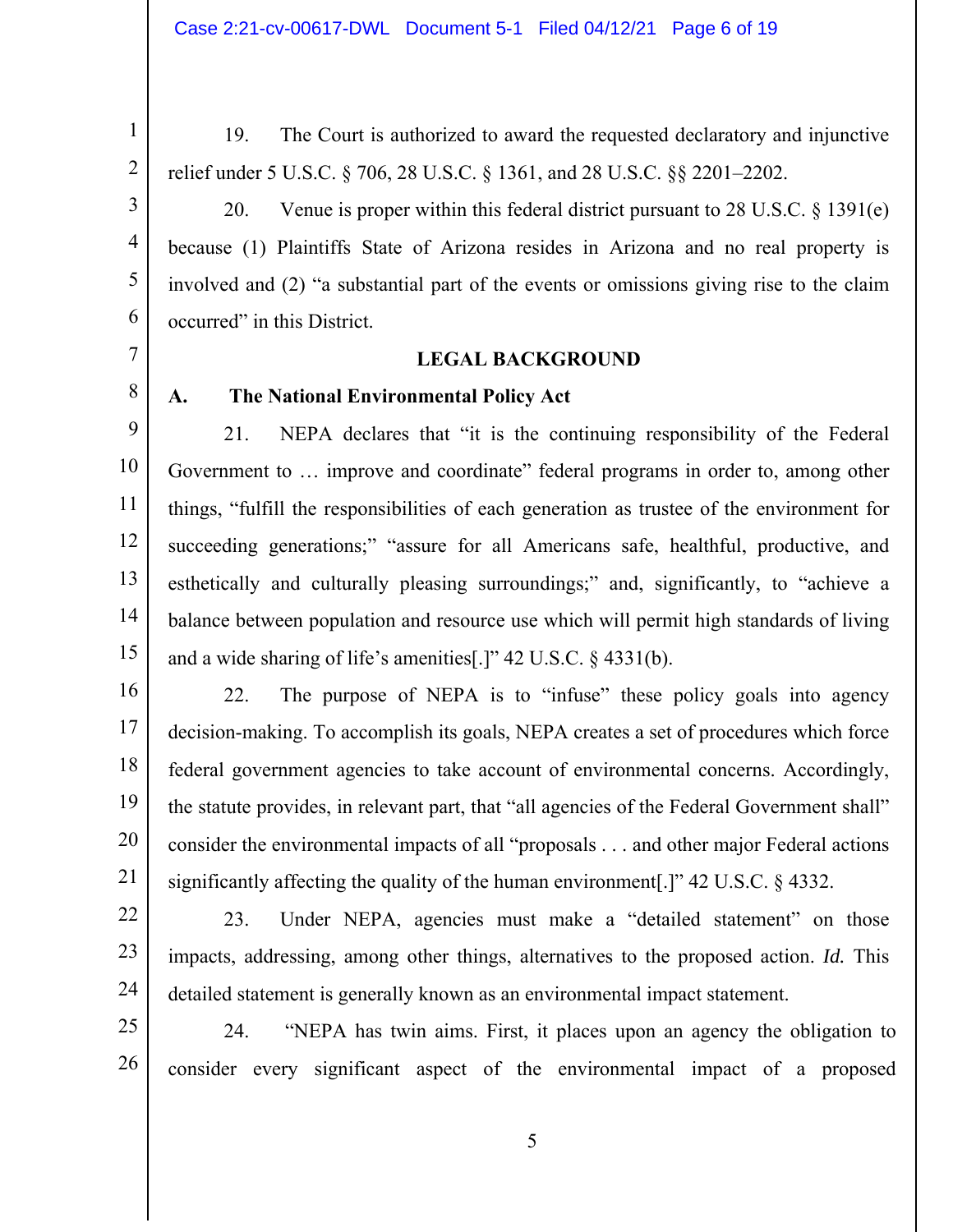19. The Court is authorized to award the requested declaratory and injunctive relief under 5 U.S.C. § 706, 28 U.S.C. § 1361, and 28 U.S.C. §§ 2201–2202.

20. Venue is proper within this federal district pursuant to 28 U.S.C. § 1391(e) because (1) Plaintiffs State of Arizona resides in Arizona and no real property is involved and (2) "a substantial part of the events or omissions giving rise to the claim occurred" in this District.

## LEGAL BACKGROUND

### A. The National Environmental Policy Act

21. NEPA declares that "it is the continuing responsibility of the Federal Government to … improve and coordinate" federal programs in order to, among other things, "fulfill the responsibilities of each generation as trustee of the environment for succeeding generations;" "assure for all Americans safe, healthful, productive, and esthetically and culturally pleasing surroundings;" and, significantly, to "achieve a balance between population and resource use which will permit high standards of living and a wide sharing of life's amenities[.]" 42 U.S.C. § 4331(b).

22. The purpose of NEPA is to "infuse" these policy goals into agency decision-making. To accomplish its goals, NEPA creates a set of procedures which force federal government agencies to take account of environmental concerns. Accordingly, the statute provides, in relevant part, that "all agencies of the Federal Government shall" consider the environmental impacts of all "proposals . . . and other major Federal actions significantly affecting the quality of the human environment[.]" 42 U.S.C. § 4332.

23. Under NEPA, agencies must make a "detailed statement" on those impacts, addressing, among other things, alternatives to the proposed action. *Id.* This detailed statement is generally known as an environmental impact statement.

24. "NEPA has twin aims. First, it places upon an agency the obligation to consider every significant aspect of the environmental impact of a proposed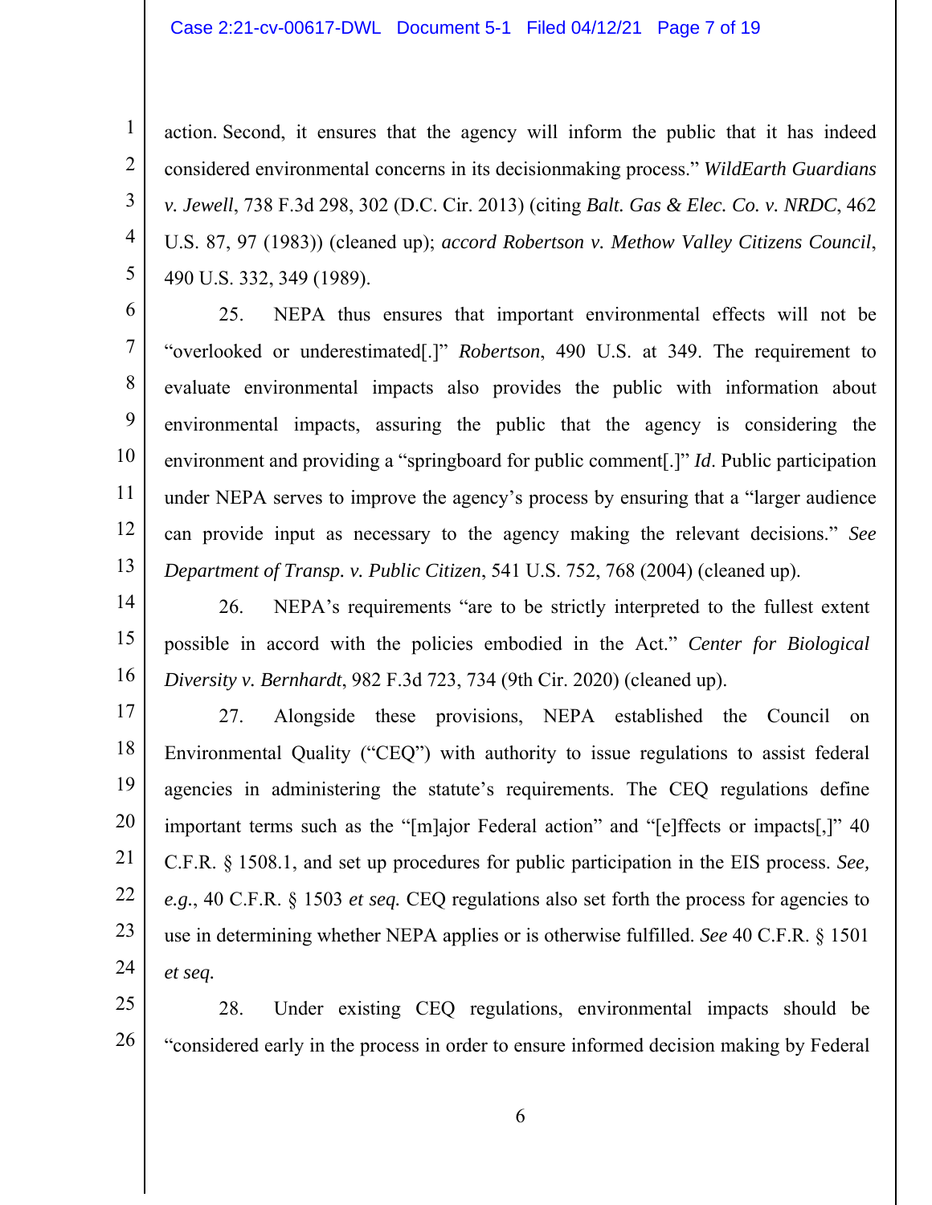action. Second, it ensures that the agency will inform the public that it has indeed considered environmental concerns in its decisionmaking process." *WildEarth Guardians v. Jewell*, 738 F.3d 298, 302 (D.C. Cir. 2013) (citing *Balt. Gas & Elec. Co. v. NRDC*, 462 U.S. 87, 97 (1983)) (cleaned up); *accord Robertson v. Methow Valley Citizens Council*, 490 U.S. 332, 349 (1989).

25. NEPA thus ensures that important environmental effects will not be "overlooked or underestimated[.]" *Robertson*, 490 U.S. at 349. The requirement to evaluate environmental impacts also provides the public with information about environmental impacts, assuring the public that the agency is considering the environment and providing a "springboard for public comment[.]" *Id*. Public participation under NEPA serves to improve the agency's process by ensuring that a "larger audience can provide input as necessary to the agency making the relevant decisions." *See Department of Transp. v. Public Citizen*, 541 U.S. 752, 768 (2004) (cleaned up).

26. NEPA's requirements "are to be strictly interpreted to the fullest extent possible in accord with the policies embodied in the Act." *Center for Biological Diversity v. Bernhardt*, 982 F.3d 723, 734 (9th Cir. 2020) (cleaned up).

27. Alongside these provisions, NEPA established the Council on Environmental Quality ("CEQ") with authority to issue regulations to assist federal agencies in administering the statute's requirements. The CEQ regulations define important terms such as the "[m]ajor Federal action" and "[e]ffects or impacts[,]" 40 C.F.R. § 1508.1, and set up procedures for public participation in the EIS process. *See, e.g.*, 40 C.F.R. § 1503 *et seq.* CEQ regulations also set forth the process for agencies to use in determining whether NEPA applies or is otherwise fulfilled. *See* 40 C.F.R. § 1501 *et seq.*

28. Under existing CEQ regulations, environmental impacts should be "considered early in the process in order to ensure informed decision making by Federal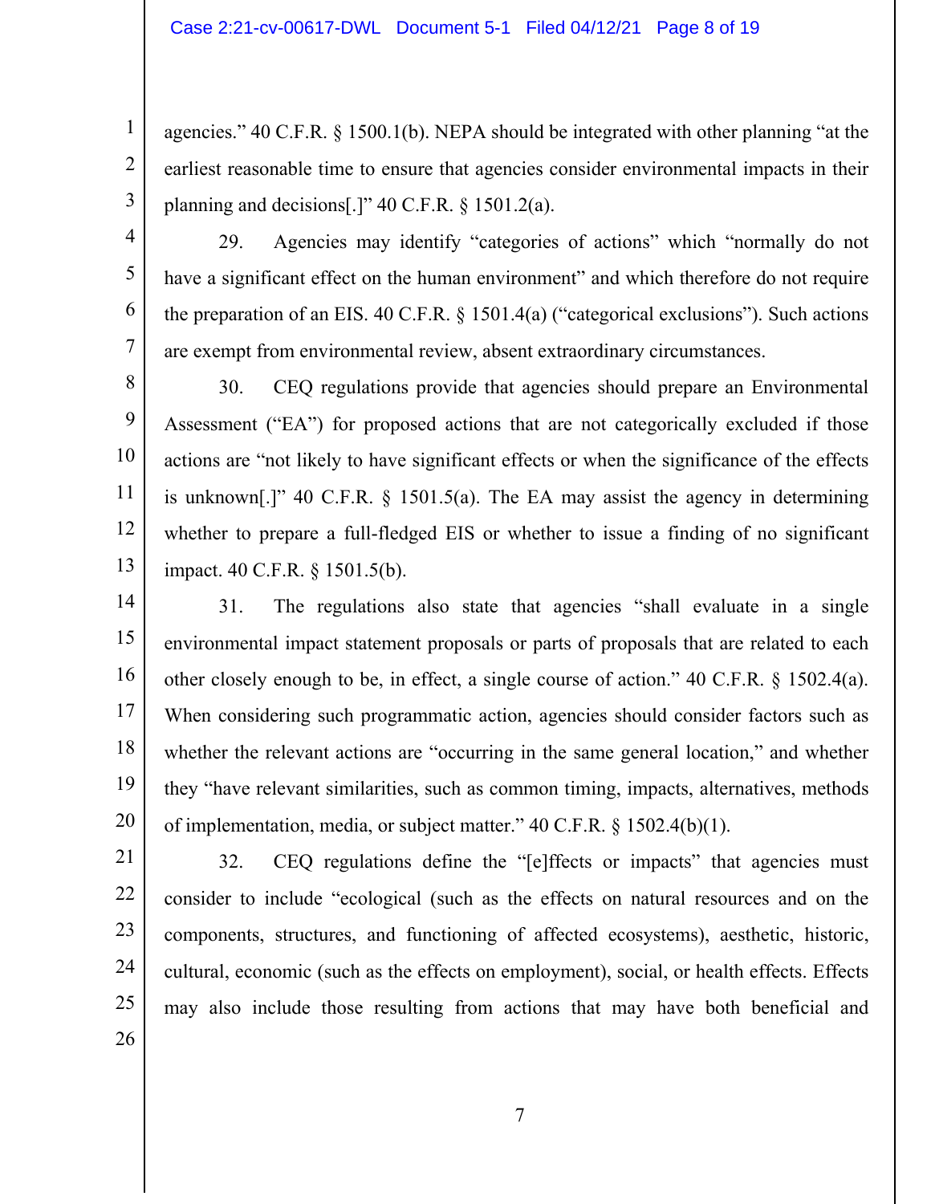agencies." 40 C.F.R. § 1500.1(b). NEPA should be integrated with other planning "at the earliest reasonable time to ensure that agencies consider environmental impacts in their planning and decisions[.]" 40 C.F.R. § 1501.2(a).

29. Agencies may identify "categories of actions" which "normally do not have a significant effect on the human environment" and which therefore do not require the preparation of an EIS. 40 C.F.R. § 1501.4(a) ("categorical exclusions"). Such actions are exempt from environmental review, absent extraordinary circumstances.

30. CEQ regulations provide that agencies should prepare an Environmental Assessment ("EA") for proposed actions that are not categorically excluded if those actions are "not likely to have significant effects or when the significance of the effects is unknown[.]" 40 C.F.R. § 1501.5(a). The EA may assist the agency in determining whether to prepare a full-fledged EIS or whether to issue a finding of no significant impact. 40 C.F.R. § 1501.5(b).

31. The regulations also state that agencies "shall evaluate in a single environmental impact statement proposals or parts of proposals that are related to each other closely enough to be, in effect, a single course of action." 40 C.F.R. § 1502.4(a). When considering such programmatic action, agencies should consider factors such as whether the relevant actions are "occurring in the same general location," and whether they "have relevant similarities, such as common timing, impacts, alternatives, methods of implementation, media, or subject matter." 40 C.F.R. § 1502.4(b)(1).

32. CEQ regulations define the "[e]ffects or impacts" that agencies must consider to include "ecological (such as the effects on natural resources and on the components, structures, and functioning of affected ecosystems), aesthetic, historic, cultural, economic (such as the effects on employment), social, or health effects. Effects may also include those resulting from actions that may have both beneficial and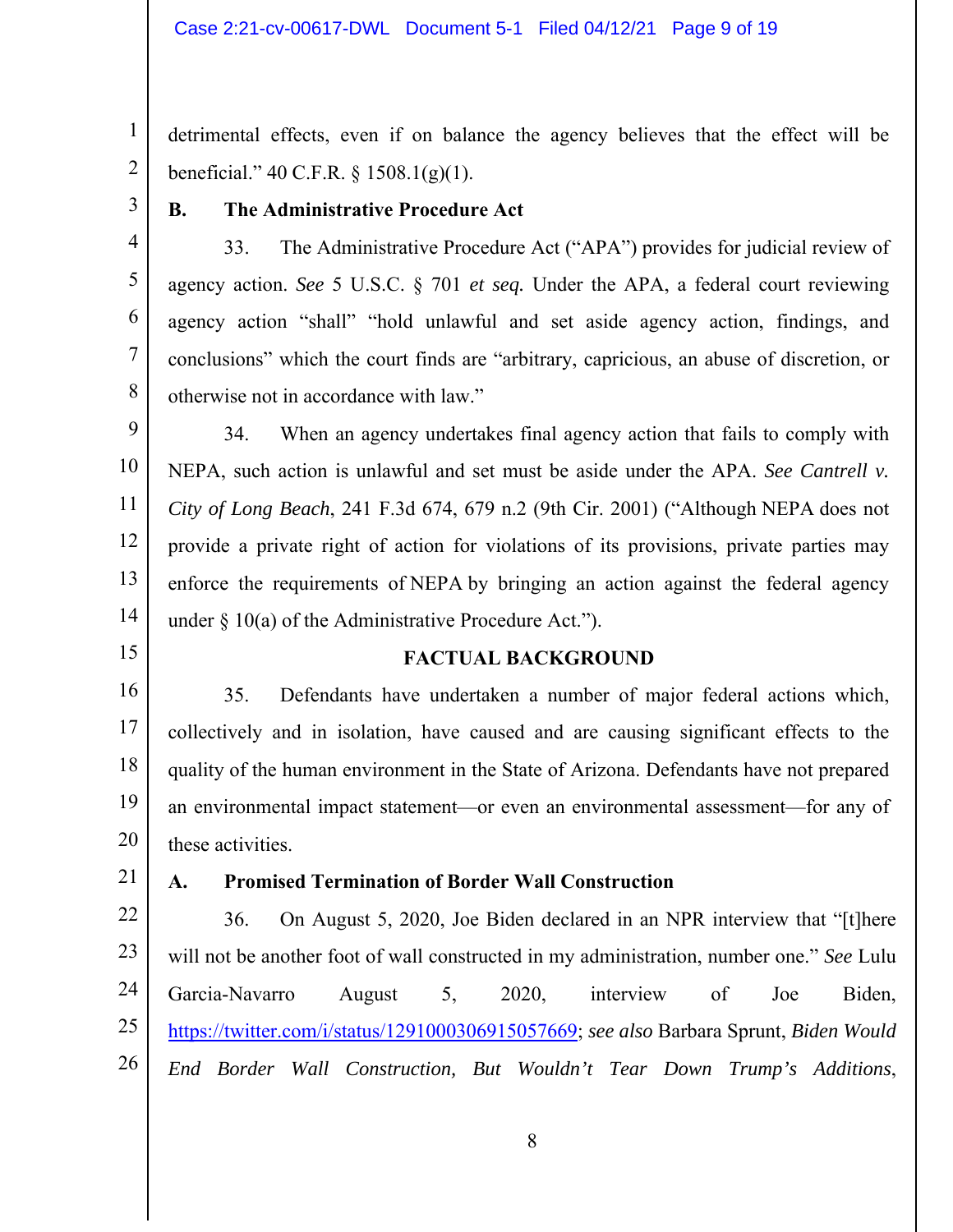detrimental effects, even if on balance the agency believes that the effect will be beneficial." 40 C.F.R. § 1508.1(g)(1).

### B. The Administrative Procedure Act

33. The Administrative Procedure Act ("APA") provides for judicial review of agency action. *See* 5 U.S.C. § 701 *et seq.* Under the APA, a federal court reviewing agency action "shall" "hold unlawful and set aside agency action, findings, and conclusions" which the court finds are "arbitrary, capricious, an abuse of discretion, or otherwise not in accordance with law."

34. When an agency undertakes final agency action that fails to comply with NEPA, such action is unlawful and set must be aside under the APA. *See Cantrell v. City of Long Beach*, 241 F.3d 674, 679 n.2 (9th Cir. 2001) ("Although NEPA does not provide a private right of action for violations of its provisions, private parties may enforce the requirements of NEPA by bringing an action against the federal agency under § 10(a) of the Administrative Procedure Act.").

## FACTUAL BACKGROUND

35. Defendants have undertaken a number of major federal actions which, collectively and in isolation, have caused and are causing significant effects to the quality of the human environment in the State of Arizona. Defendants have not prepared an environmental impact statement—or even an environmental assessment—for any of these activities.

### A. Promised Termination of Border Wall Construction

36. On August 5, 2020, Joe Biden declared in an NPR interview that "[t]here will not be another foot of wall constructed in my administration, number one." *See* Lulu Garcia-Navarro August 5, 2020, interview of Joe Biden, https://twitter.com/i/status/1291000306915057669; *see also* Barbara Sprunt, *Biden Would End Border Wall Construction, But Wouldn't Tear Down Trump's Additions*,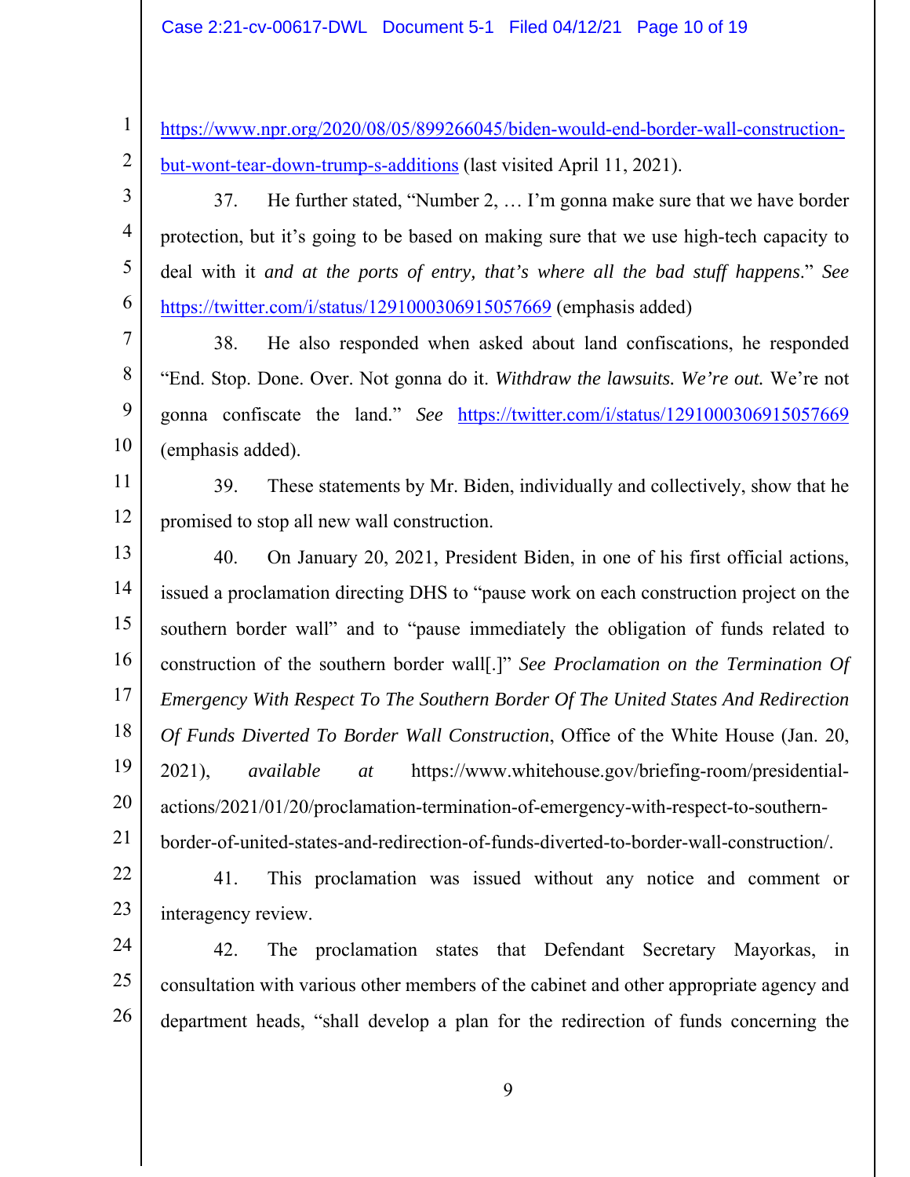https://www.npr.org/2020/08/05/899266045/biden-would-end-border-wall-construction-but-wont-tear-down-trump-s-additions (last visited April 11, 2021).

37. He further stated, "Number 2, … I'm gonna make sure that we have border protection, but it's going to be based on making sure that we use high-tech capacity to deal with it *and at the ports of entry, that's where all the bad stuff happens*." *See* https://twitter.com/i/status/1291000306915057669 (emphasis added)

38. He also responded when asked about land confiscations, he responded "End. Stop. Done. Over. Not gonna do it. *Withdraw the lawsuits. We're out.* We're not gonna confiscate the land." *See* https://twitter.com/i/status/1291000306915057669 (emphasis added).

39. These statements by Mr. Biden, individually and collectively, show that he promised to stop all new wall construction.

40. On January 20, 2021, President Biden, in one of his first official actions, issued a proclamation directing DHS to "pause work on each construction project on the southern border wall" and to "pause immediately the obligation of funds related to construction of the southern border wall[.]" *See Proclamation on the Termination Of Emergency With Respect To The Southern Border Of The United States And Redirection Of Funds Diverted To Border Wall Construction*, Office of the White House (Jan. 20, 2021), *available at* https://www.whitehouse.gov/briefing-room/presidential-actions/2021/01/20/proclamation-termination-of-emergency-with-respect-to-southern-border-of-united-states-and-redirection-of-funds-diverted-to-border-wall-construction/.

41. This proclamation was issued without any notice and comment or interagency review.

42. The proclamation states that Defendant Secretary Mayorkas, in consultation with various other members of the cabinet and other appropriate agency and department heads, "shall develop a plan for the redirection of funds concerning the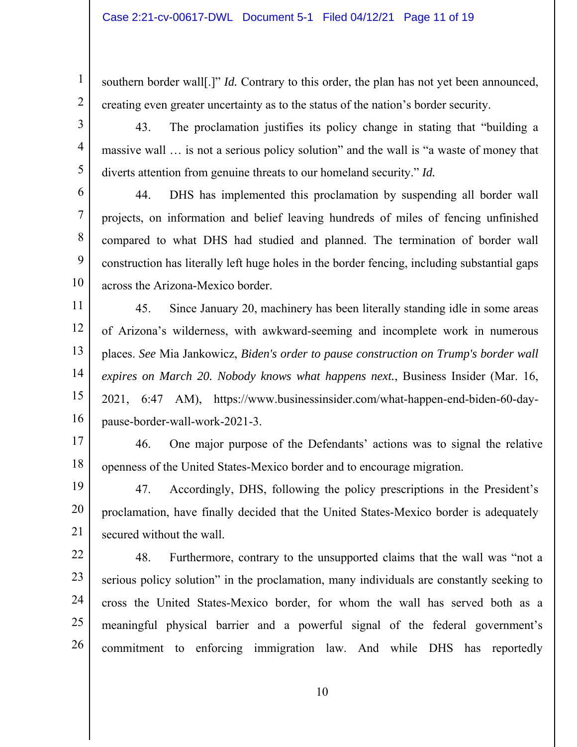southern border wall[.]" *Id.* Contrary to this order, the plan has not yet been announced, creating even greater uncertainty as to the status of the nation's border security.

43. The proclamation justifies its policy change in stating that "building a massive wall … is not a serious policy solution" and the wall is "a waste of money that diverts attention from genuine threats to our homeland security." *Id.*

44. DHS has implemented this proclamation by suspending all border wall projects, on information and belief leaving hundreds of miles of fencing unfinished compared to what DHS had studied and planned. The termination of border wall construction has literally left huge holes in the border fencing, including substantial gaps across the Arizona-Mexico border.

45. Since January 20, machinery has been literally standing idle in some areas of Arizona's wilderness, with awkward-seeming and incomplete work in numerous places. *See* Mia Jankowicz, *Biden's order to pause construction on Trump's border wall expires on March 20. Nobody knows what happens next.*, Business Insider (Mar. 16, 2021, 6:47 AM), https://www.businessinsider.com/what-happen-end-biden-60-day-pause-border-wall-work-2021-3.

46. One major purpose of the Defendants' actions was to signal the relative openness of the United States-Mexico border and to encourage migration.

47. Accordingly, DHS, following the policy prescriptions in the President's proclamation, have finally decided that the United States-Mexico border is adequately secured without the wall.

48. Furthermore, contrary to the unsupported claims that the wall was "not a serious policy solution" in the proclamation, many individuals are constantly seeking to cross the United States-Mexico border, for whom the wall has served both as a meaningful physical barrier and a powerful signal of the federal government's commitment to enforcing immigration law. And while DHS has reportedly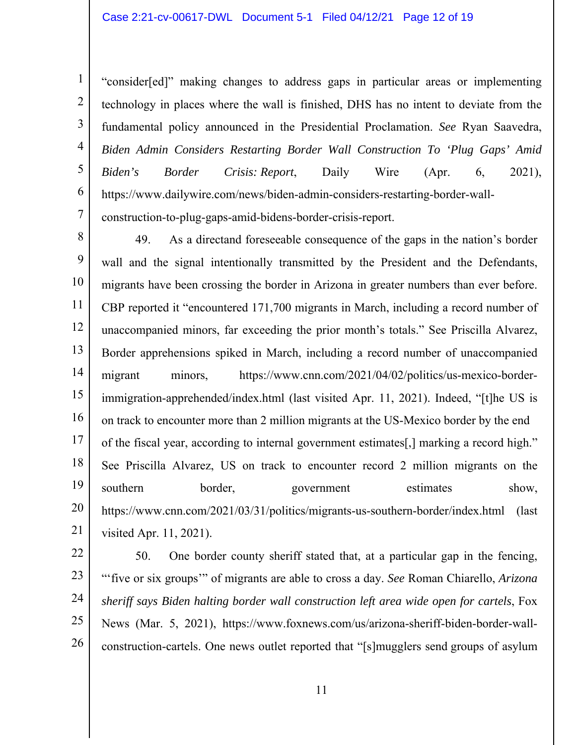"consider[ed]" making changes to address gaps in particular areas or implementing technology in places where the wall is finished, DHS has no intent to deviate from the fundamental policy announced in the Presidential Proclamation. *See* Ryan Saavedra, *Biden Admin Considers Restarting Border Wall Construction To 'Plug Gaps' Amid Biden's Border Crisis: Report*, Daily Wire (Apr. 6, 2021), https://www.dailywire.com/news/biden-admin-considers-restarting-border-wall-construction-to-plug-gaps-amid-bidens-border-crisis-report.

49. As a directand foreseeable consequence of the gaps in the nation's border wall and the signal intentionally transmitted by the President and the Defendants, migrants have been crossing the border in Arizona in greater numbers than ever before. CBP reported it "encountered 171,700 migrants in March, including a record number of unaccompanied minors, far exceeding the prior month's totals." See Priscilla Alvarez, Border apprehensions spiked in March, including a record number of unaccompanied migrant minors, https://www.cnn.com/2021/04/02/politics/us-mexico-border-immigration-apprehended/index.html (last visited Apr. 11, 2021). Indeed, "[t]he US is on track to encounter more than 2 million migrants at the US-Mexico border by the end of the fiscal year, according to internal government estimates[,] marking a record high." See Priscilla Alvarez, US on track to encounter record 2 million migrants on the southern border, government estimates show, https://www.cnn.com/2021/03/31/politics/migrants-us-southern-border/index.html (last visited Apr. 11, 2021).

50. One border county sheriff stated that, at a particular gap in the fencing, "'five or six groups'" of migrants are able to cross a day. *See* Roman Chiarello, *Arizona sheriff says Biden halting border wall construction left area wide open for cartels*, Fox News (Mar. 5, 2021), https://www.foxnews.com/us/arizona-sheriff-biden-border-wall-construction-cartels. One news outlet reported that "[s]mugglers send groups of asylum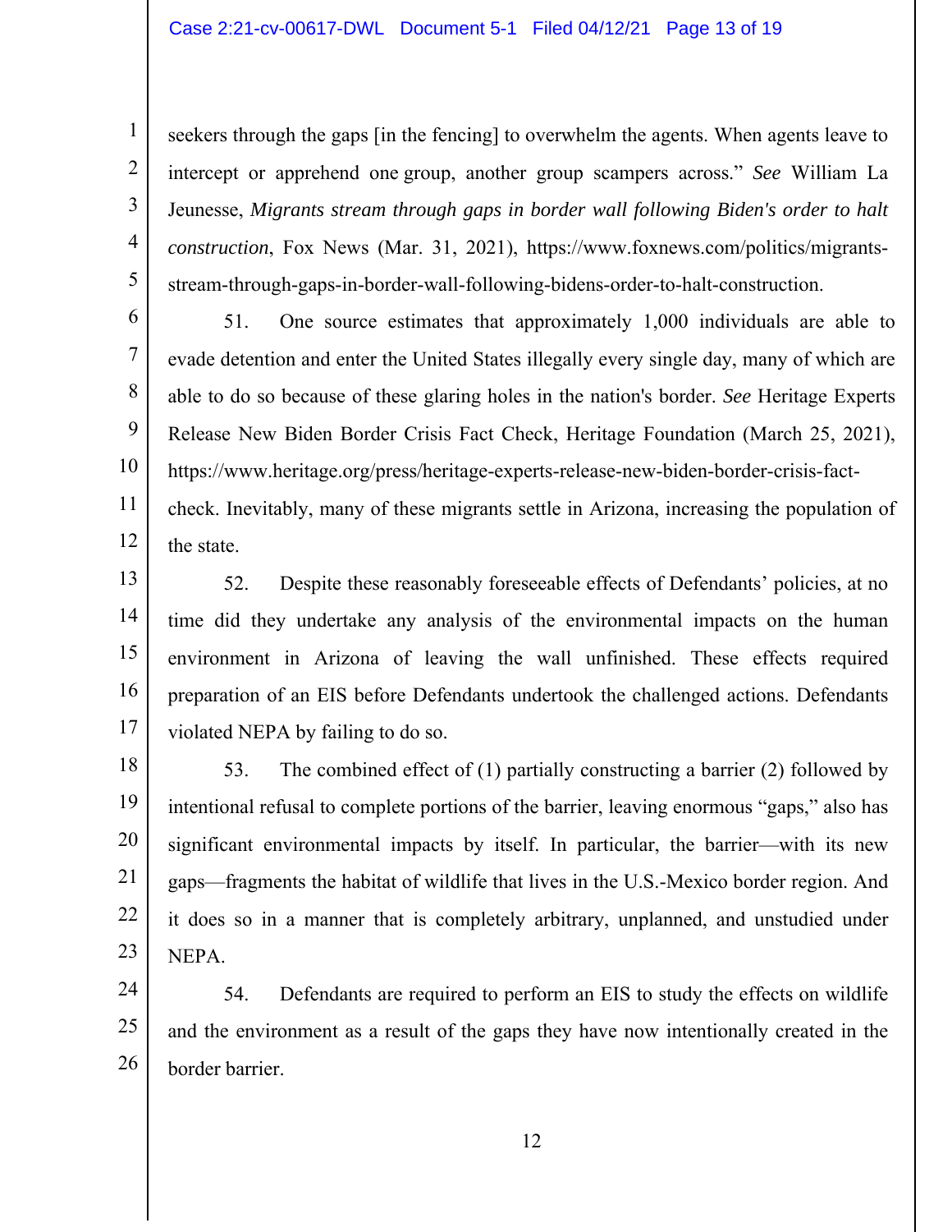seekers through the gaps [in the fencing] to overwhelm the agents. When agents leave to intercept or apprehend one group, another group scampers across." *See* William La Jeunesse, *Migrants stream through gaps in border wall following Biden's order to halt construction*, Fox News (Mar. 31, 2021), https://www.foxnews.com/politics/migrants-stream-through-gaps-in-border-wall-following-bidens-order-to-halt-construction.

51. One source estimates that approximately 1,000 individuals are able to evade detention and enter the United States illegally every single day, many of which are able to do so because of these glaring holes in the nation's border. *See* Heritage Experts Release New Biden Border Crisis Fact Check, Heritage Foundation (March 25, 2021), https://www.heritage.org/press/heritage-experts-release-new-biden-border-crisis-fact-check. Inevitably, many of these migrants settle in Arizona, increasing the population of the state.

52. Despite these reasonably foreseeable effects of Defendants' policies, at no time did they undertake any analysis of the environmental impacts on the human environment in Arizona of leaving the wall unfinished. These effects required preparation of an EIS before Defendants undertook the challenged actions. Defendants violated NEPA by failing to do so.

53. The combined effect of (1) partially constructing a barrier (2) followed by intentional refusal to complete portions of the barrier, leaving enormous "gaps," also has significant environmental impacts by itself. In particular, the barrier—with its new gaps—fragments the habitat of wildlife that lives in the U.S.-Mexico border region. And it does so in a manner that is completely arbitrary, unplanned, and unstudied under NEPA.

54. Defendants are required to perform an EIS to study the effects on wildlife and the environment as a result of the gaps they have now intentionally created in the border barrier.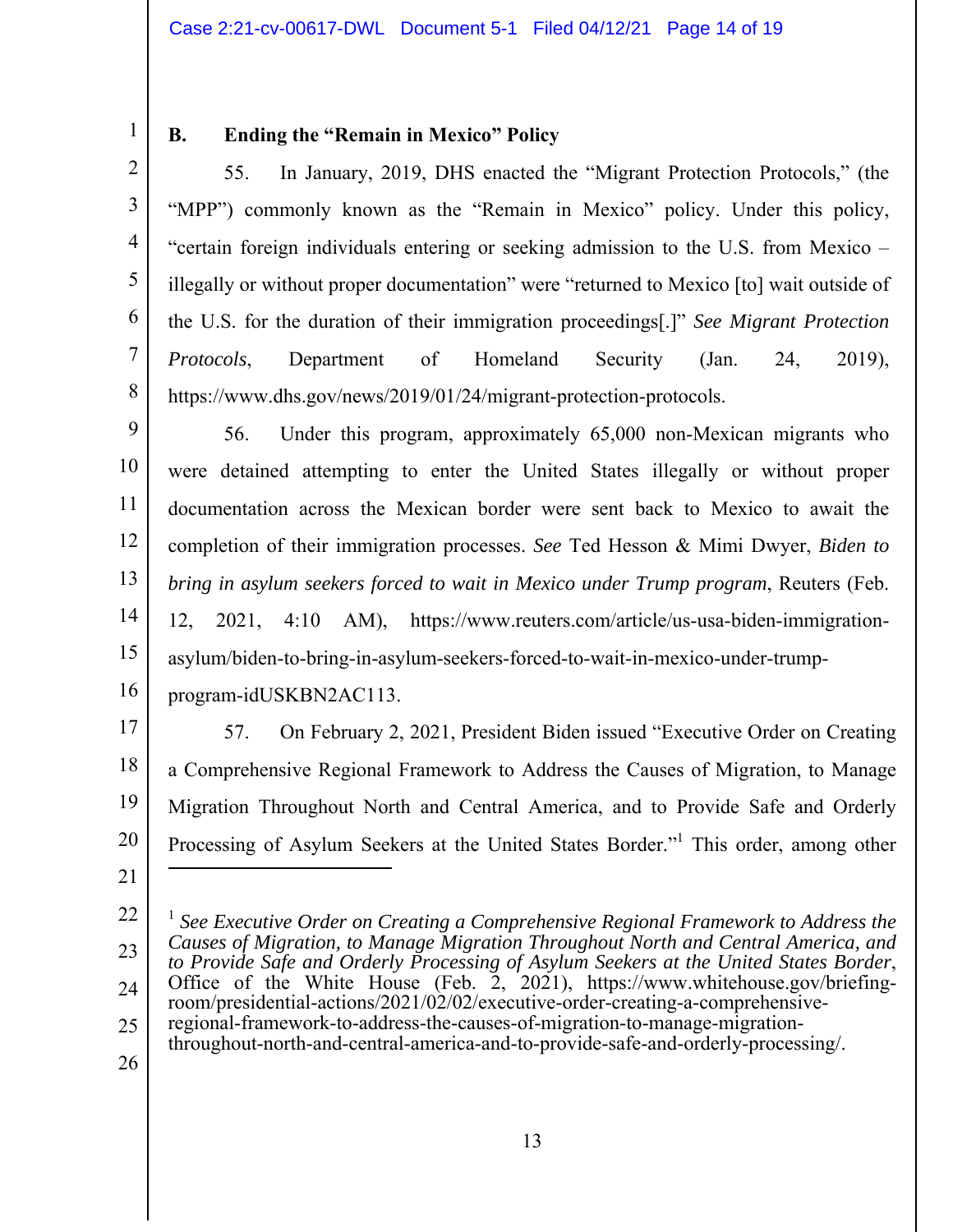### B. Ending the "Remain in Mexico" Policy

55. In January, 2019, DHS enacted the "Migrant Protection Protocols," (the "MPP") commonly known as the "Remain in Mexico" policy. Under this policy, "certain foreign individuals entering or seeking admission to the U.S. from Mexico – illegally or without proper documentation" were "returned to Mexico [to] wait outside of the U.S. for the duration of their immigration proceedings[.]" *See Migrant Protection Protocols*, Department of Homeland Security (Jan. 24, 2019), https://www.dhs.gov/news/2019/01/24/migrant-protection-protocols.

56. Under this program, approximately 65,000 non-Mexican migrants who were detained attempting to enter the United States illegally or without proper documentation across the Mexican border were sent back to Mexico to await the completion of their immigration processes. *See* Ted Hesson & Mimi Dwyer, *Biden to bring in asylum seekers forced to wait in Mexico under Trump program*, Reuters (Feb. 12, 2021, 4:10 AM), https://www.reuters.com/article/us-usa-biden-immigration-asylum/biden-to-bring-in-asylum-seekers-forced-to-wait-in-mexico-under-trump-program-idUSKBN2AC113.

57. On February 2, 2021, President Biden issued "Executive Order on Creating a Comprehensive Regional Framework to Address the Causes of Migration, to Manage Migration Throughout North and Central America, and to Provide Safe and Orderly Processing of Asylum Seekers at the United States Border."[1] This order, among other

---

[1] *See Executive Order on Creating a Comprehensive Regional Framework to Address the Causes of Migration, to Manage Migration Throughout North and Central America, and to Provide Safe and Orderly Processing of Asylum Seekers at the United States Border*, Office of the White House (Feb. 2, 2021), https://www.whitehouse.gov/briefing-room/presidential-actions/2021/02/02/executive-order-creating-a-comprehensive-regional-framework-to-address-the-causes-of-migration-to-manage-migration-throughout-north-and-central-america-and-to-provide-safe-and-orderly-processing/.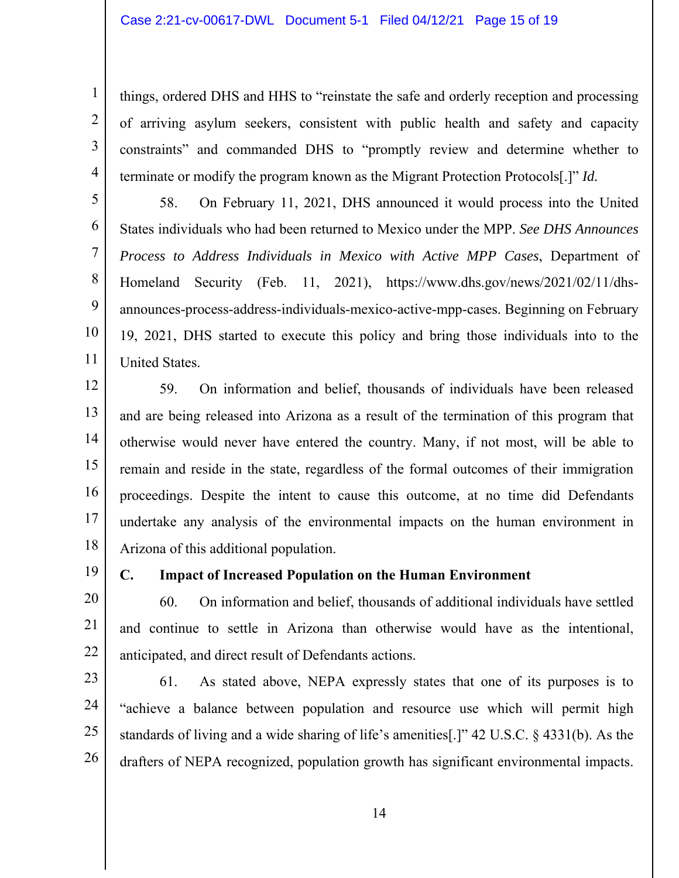things, ordered DHS and HHS to "reinstate the safe and orderly reception and processing of arriving asylum seekers, consistent with public health and safety and capacity constraints" and commanded DHS to "promptly review and determine whether to terminate or modify the program known as the Migrant Protection Protocols[.]" *Id.*

58. On February 11, 2021, DHS announced it would process into the United States individuals who had been returned to Mexico under the MPP. *See DHS Announces Process to Address Individuals in Mexico with Active MPP Cases*, Department of Homeland Security (Feb. 11, 2021), https://www.dhs.gov/news/2021/02/11/dhs-announces-process-address-individuals-mexico-active-mpp-cases. Beginning on February 19, 2021, DHS started to execute this policy and bring those individuals into to the United States.

59. On information and belief, thousands of individuals have been released and are being released into Arizona as a result of the termination of this program that otherwise would never have entered the country. Many, if not most, will be able to remain and reside in the state, regardless of the formal outcomes of their immigration proceedings. Despite the intent to cause this outcome, at no time did Defendants undertake any analysis of the environmental impacts on the human environment in Arizona of this additional population.

### C. Impact of Increased Population on the Human Environment

60. On information and belief, thousands of additional individuals have settled and continue to settle in Arizona than otherwise would have as the intentional, anticipated, and direct result of Defendants actions.

61. As stated above, NEPA expressly states that one of its purposes is to "achieve a balance between population and resource use which will permit high standards of living and a wide sharing of life's amenities[.]" 42 U.S.C. § 4331(b). As the drafters of NEPA recognized, population growth has significant environmental impacts.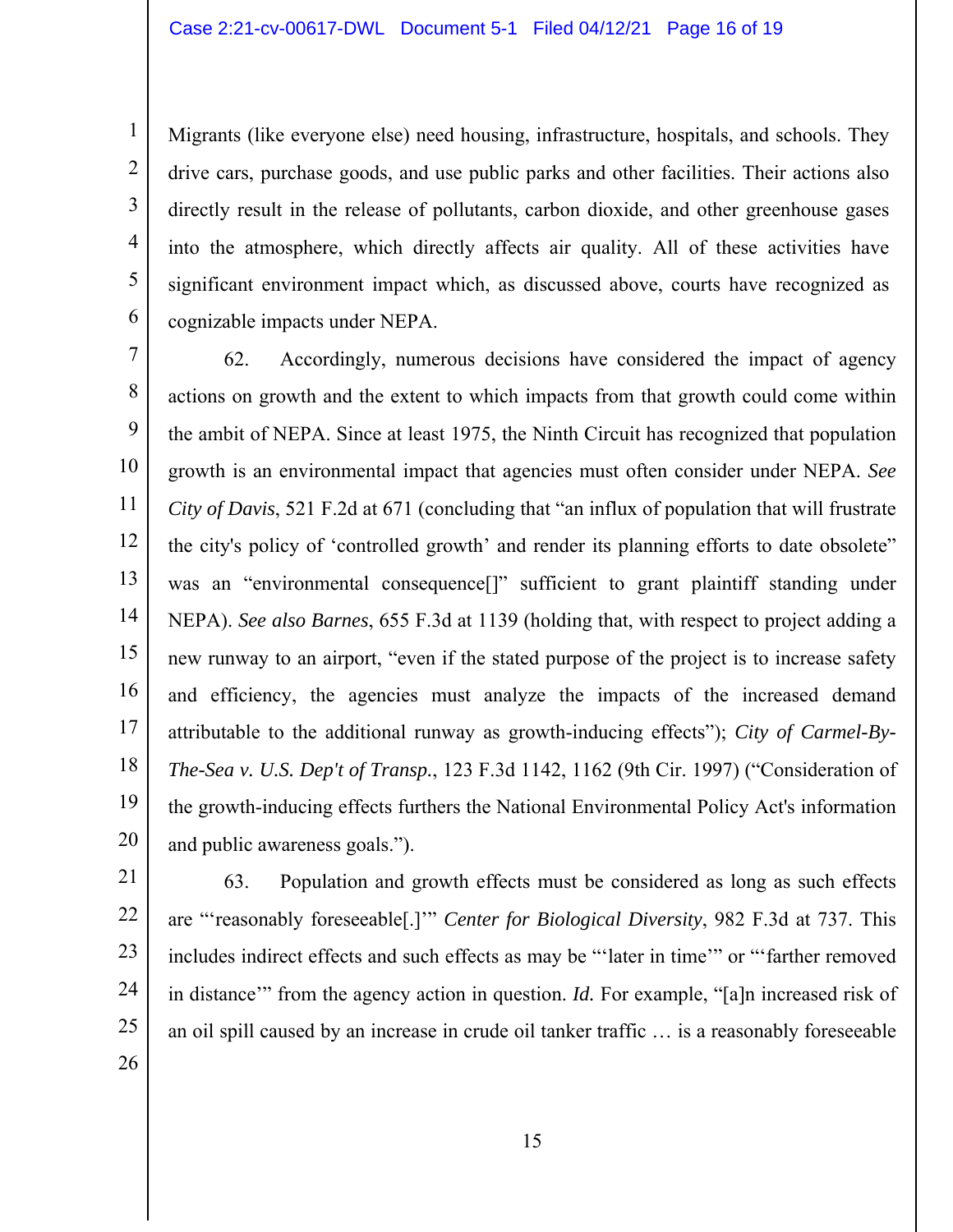Migrants (like everyone else) need housing, infrastructure, hospitals, and schools. They drive cars, purchase goods, and use public parks and other facilities. Their actions also directly result in the release of pollutants, carbon dioxide, and other greenhouse gases into the atmosphere, which directly affects air quality. All of these activities have significant environment impact which, as discussed above, courts have recognized as cognizable impacts under NEPA.

62. Accordingly, numerous decisions have considered the impact of agency actions on growth and the extent to which impacts from that growth could come within the ambit of NEPA. Since at least 1975, the Ninth Circuit has recognized that population growth is an environmental impact that agencies must often consider under NEPA. *See City of Davis*, 521 F.2d at 671 (concluding that "an influx of population that will frustrate the city's policy of 'controlled growth' and render its planning efforts to date obsolete" was an "environmental consequence[]" sufficient to grant plaintiff standing under NEPA). *See also Barnes*, 655 F.3d at 1139 (holding that, with respect to project adding a new runway to an airport, "even if the stated purpose of the project is to increase safety and efficiency, the agencies must analyze the impacts of the increased demand attributable to the additional runway as growth-inducing effects"); *City of Carmel-By-The-Sea v. U.S. Dep't of Transp.*, 123 F.3d 1142, 1162 (9th Cir. 1997) ("Consideration of the growth-inducing effects furthers the National Environmental Policy Act's information and public awareness goals.").

63. Population and growth effects must be considered as long as such effects are "'reasonably foreseeable[.]'" *Center for Biological Diversity*, 982 F.3d at 737. This includes indirect effects and such effects as may be "'later in time'" or "'farther removed in distance'" from the agency action in question. *Id.* For example, "[a]n increased risk of an oil spill caused by an increase in crude oil tanker traffic … is a reasonably foreseeable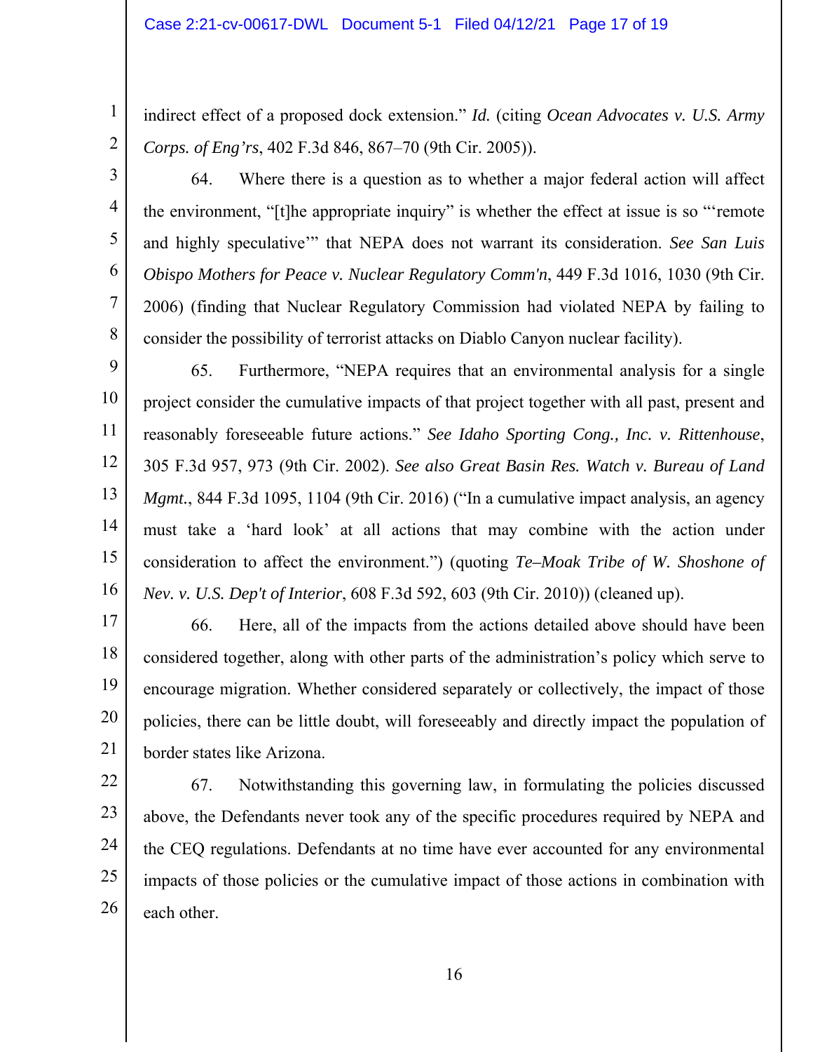indirect effect of a proposed dock extension." *Id.* (citing *Ocean Advocates v. U.S. Army Corps. of Eng'rs*, 402 F.3d 846, 867–70 (9th Cir. 2005)).

64. Where there is a question as to whether a major federal action will affect the environment, "[t]he appropriate inquiry" is whether the effect at issue is so "'remote and highly speculative'" that NEPA does not warrant its consideration. *See San Luis Obispo Mothers for Peace v. Nuclear Regulatory Comm'n*, 449 F.3d 1016, 1030 (9th Cir. 2006) (finding that Nuclear Regulatory Commission had violated NEPA by failing to consider the possibility of terrorist attacks on Diablo Canyon nuclear facility).

65. Furthermore, "NEPA requires that an environmental analysis for a single project consider the cumulative impacts of that project together with all past, present and reasonably foreseeable future actions." *See Idaho Sporting Cong., Inc. v. Rittenhouse*, 305 F.3d 957, 973 (9th Cir. 2002). *See also Great Basin Res. Watch v. Bureau of Land Mgmt.*, 844 F.3d 1095, 1104 (9th Cir. 2016) ("In a cumulative impact analysis, an agency must take a 'hard look' at all actions that may combine with the action under consideration to affect the environment.") (quoting *Te–Moak Tribe of W. Shoshone of Nev. v. U.S. Dep't of Interior*, 608 F.3d 592, 603 (9th Cir. 2010)) (cleaned up).

66. Here, all of the impacts from the actions detailed above should have been considered together, along with other parts of the administration's policy which serve to encourage migration. Whether considered separately or collectively, the impact of those policies, there can be little doubt, will foreseeably and directly impact the population of border states like Arizona.

67. Notwithstanding this governing law, in formulating the policies discussed above, the Defendants never took any of the specific procedures required by NEPA and the CEQ regulations. Defendants at no time have ever accounted for any environmental impacts of those policies or the cumulative impact of those actions in combination with each other.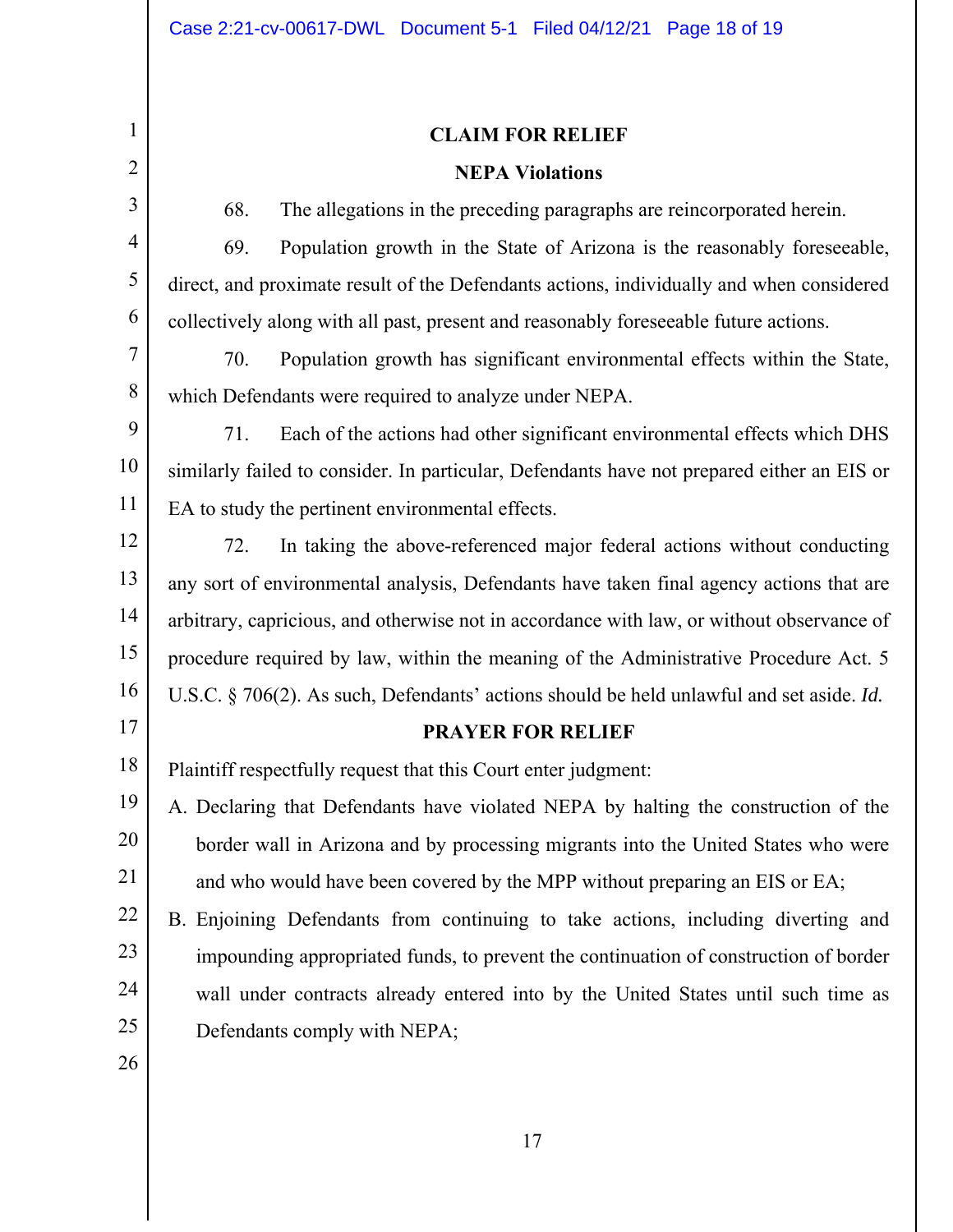**CLAIM FOR RELIEF**

**NEPA Violations**

68. The allegations in the preceding paragraphs are reincorporated herein.

69. Population growth in the State of Arizona is the reasonably foreseeable, direct, and proximate result of the Defendants actions, individually and when considered collectively along with all past, present and reasonably foreseeable future actions.

70. Population growth has significant environmental effects within the State, which Defendants were required to analyze under NEPA.

71. Each of the actions had other significant environmental effects which DHS similarly failed to consider. In particular, Defendants have not prepared either an EIS or EA to study the pertinent environmental effects.

72. In taking the above-referenced major federal actions without conducting any sort of environmental analysis, Defendants have taken final agency actions that are arbitrary, capricious, and otherwise not in accordance with law, or without observance of procedure required by law, within the meaning of the Administrative Procedure Act. 5 U.S.C. § 706(2). As such, Defendants' actions should be held unlawful and set aside. *Id.*

**PRAYER FOR RELIEF**

Plaintiff respectfully request that this Court enter judgment:

A. Declaring that Defendants have violated NEPA by halting the construction of the border wall in Arizona and by processing migrants into the United States who were and who would have been covered by the MPP without preparing an EIS or EA;

B. Enjoining Defendants from continuing to take actions, including diverting and impounding appropriated funds, to prevent the continuation of construction of border wall under contracts already entered into by the United States until such time as Defendants comply with NEPA;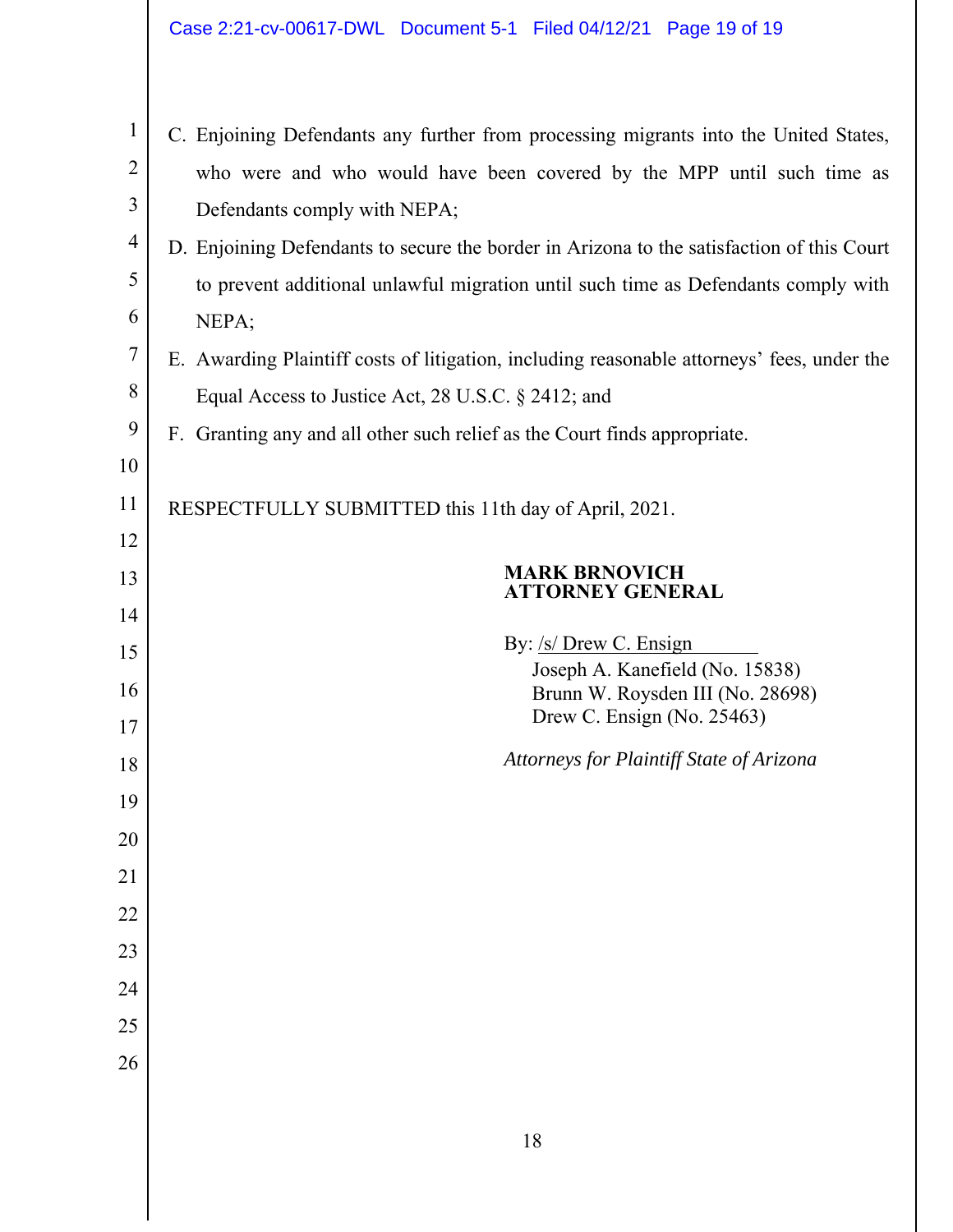C. Enjoining Defendants any further from processing migrants into the United States, who were and who would have been covered by the MPP until such time as Defendants comply with NEPA;

D. Enjoining Defendants to secure the border in Arizona to the satisfaction of this Court to prevent additional unlawful migration until such time as Defendants comply with NEPA;

E. Awarding Plaintiff costs of litigation, including reasonable attorneys' fees, under the Equal Access to Justice Act, 28 U.S.C. § 2412; and

F. Granting any and all other such relief as the Court finds appropriate.

RESPECTFULLY SUBMITTED this 11th day of April, 2021.

**MARK BRNOVICH**
**ATTORNEY GENERAL**

By: /s/ Drew C. Ensign
Joseph A. Kanefield (No. 15838)
Brunn W. Roysden III (No. 28698)
Drew C. Ensign (No. 25463)

*Attorneys for Plaintiff State of Arizona*